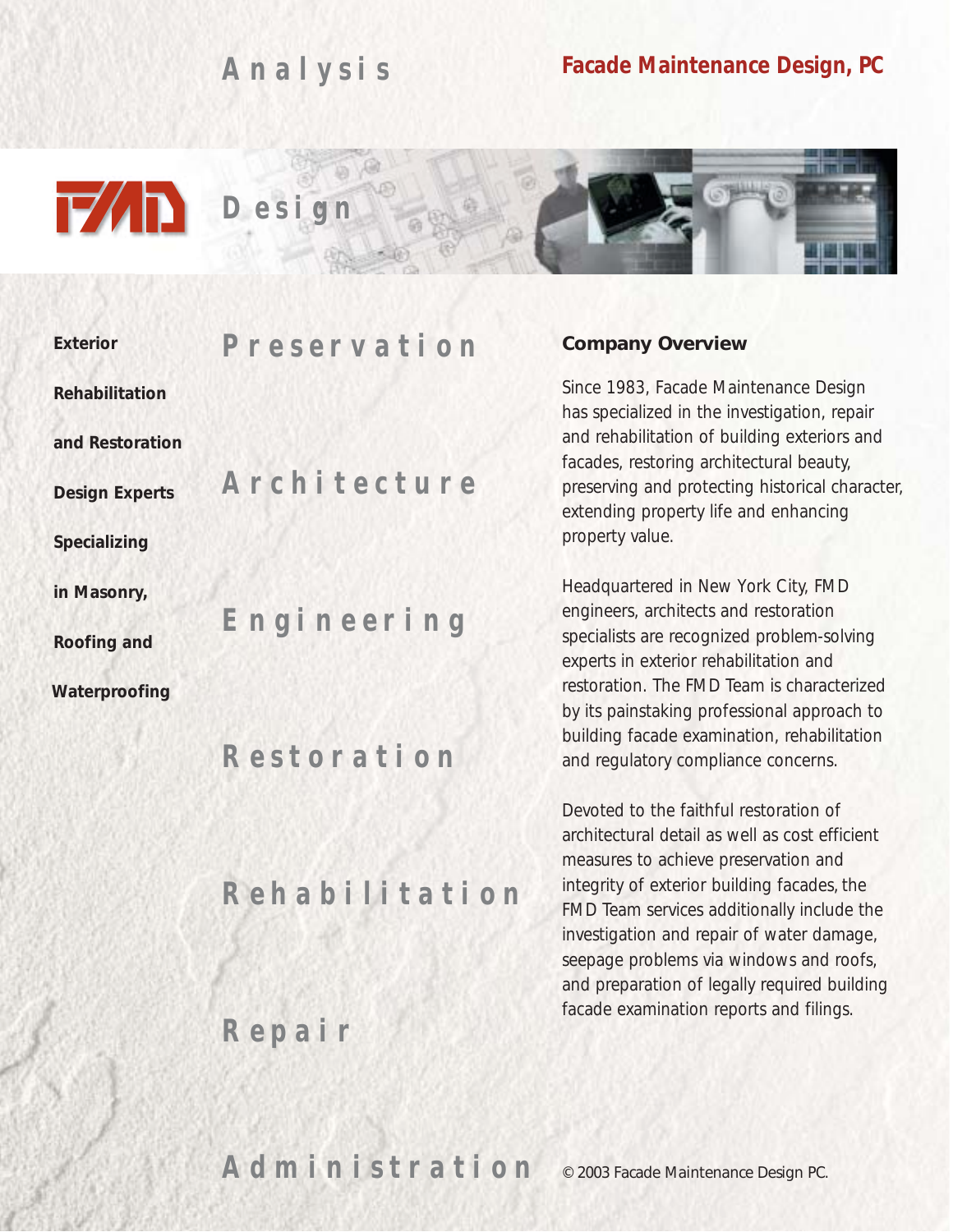# Facade Maintenance Design, PC

FMD

**Analysis**

**Design**

**Preservation**

**Architecture**

**Engineering**

**Restoration**

**Rehabilitation**

**Repair**

**Administration**

**Exterior Rehabilitation and Restoration Design Experts Specializing in Masonry, Roofing and Waterproofing**

## Company Overview

Since 1983, Facade Maintenance Design has specialized in the investigation, repair and rehabilitation of building exteriors and facades, restoring architectural beauty, preserving and protecting historical character, extending property life and enhancing property value.

Headquartered in New York City, FMD engineers, architects and restoration specialists are recognized problem-solving experts in exterior rehabilitation and restoration. The FMD Team is characterized by its painstaking professional approach to building facade examination, rehabilitation and regulatory compliance concerns.

Devoted to the faithful restoration of architectural detail as well as cost efficient measures to achieve preservation and integrity of exterior building facades, the FMD Team services additionally include the investigation and repair of water damage, seepage problems via windows and roofs, and preparation of legally required building facade examination reports and filings.

© 2003 Facade Maintenance Design PC.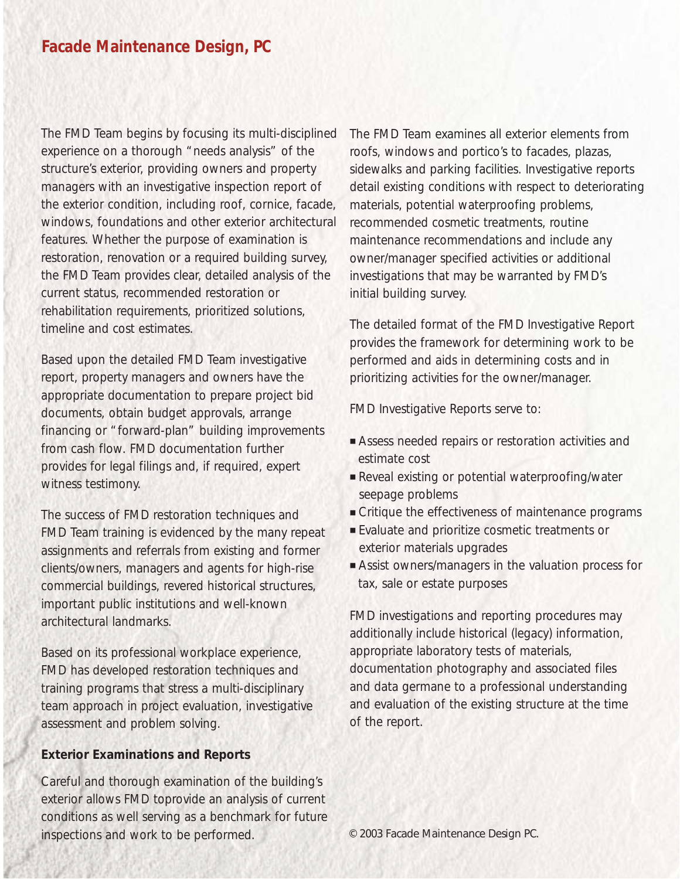## Facade Maintenance Design, PC

The FMD Team begins by focusing its multi-disciplined experience on a thorough "needs analysis" of the structure's exterior, providing owners and property managers with an investigative inspection report of the exterior condition, including roof, cornice, facade, windows, foundations and other exterior architectural features. Whether the purpose of examination is restoration, renovation or a required building survey, the FMD Team provides clear, detailed analysis of the current status, recommended restoration or rehabilitation requirements, prioritized solutions, timeline and cost estimates.

Based upon the detailed FMD Team investigative report, property managers and owners have the appropriate documentation to prepare project bid documents, obtain budget approvals, arrange financing or "forward-plan" building improvements from cash flow. FMD documentation further provides for legal filings and, if required, expert witness testimony.

The success of FMD restoration techniques and FMD Team training is evidenced by the many repeat assignments and referrals from existing and former clients/owners, managers and agents for high-rise commercial buildings, revered historical structures, important public institutions and well-known architectural landmarks.

Based on its professional workplace experience, FMD has developed restoration techniques and training programs that stress a multi-disciplinary team approach in project evaluation, investigative assessment and problem solving.

**Exterior Examinations and Reports**

Careful and thorough examination of the building's exterior allows FMD toprovide an analysis of current conditions as well serving as a benchmark for future inspections and work to be performed.

The FMD Team examines all exterior elements from roofs, windows and portico's to facades, plazas, sidewalks and parking facilities. Investigative reports detail existing conditions with respect to deteriorating materials, potential waterproofing problems, recommended cosmetic treatments, routine maintenance recommendations and include any owner/manager specified activities or additional investigations that may be warranted by FMD's initial building survey.

The detailed format of the FMD Investigative Report provides the framework for determining work to be performed and aids in determining costs and in prioritizing activities for the owner/manager.

FMD Investigative Reports serve to:

- Assess needed repairs or restoration activities and estimate cost
- Reveal existing or potential waterproofing/water seepage problems
- Critique the effectiveness of maintenance programs
- Evaluate and prioritize cosmetic treatments or exterior materials upgrades
- Assist owners/managers in the valuation process for tax, sale or estate purposes

FMD investigations and reporting procedures may additionally include historical (legacy) information, appropriate laboratory tests of materials, documentation photography and associated files and data germane to a professional understanding and evaluation of the existing structure at the time of the report.

© 2003 Facade Maintenance Design PC.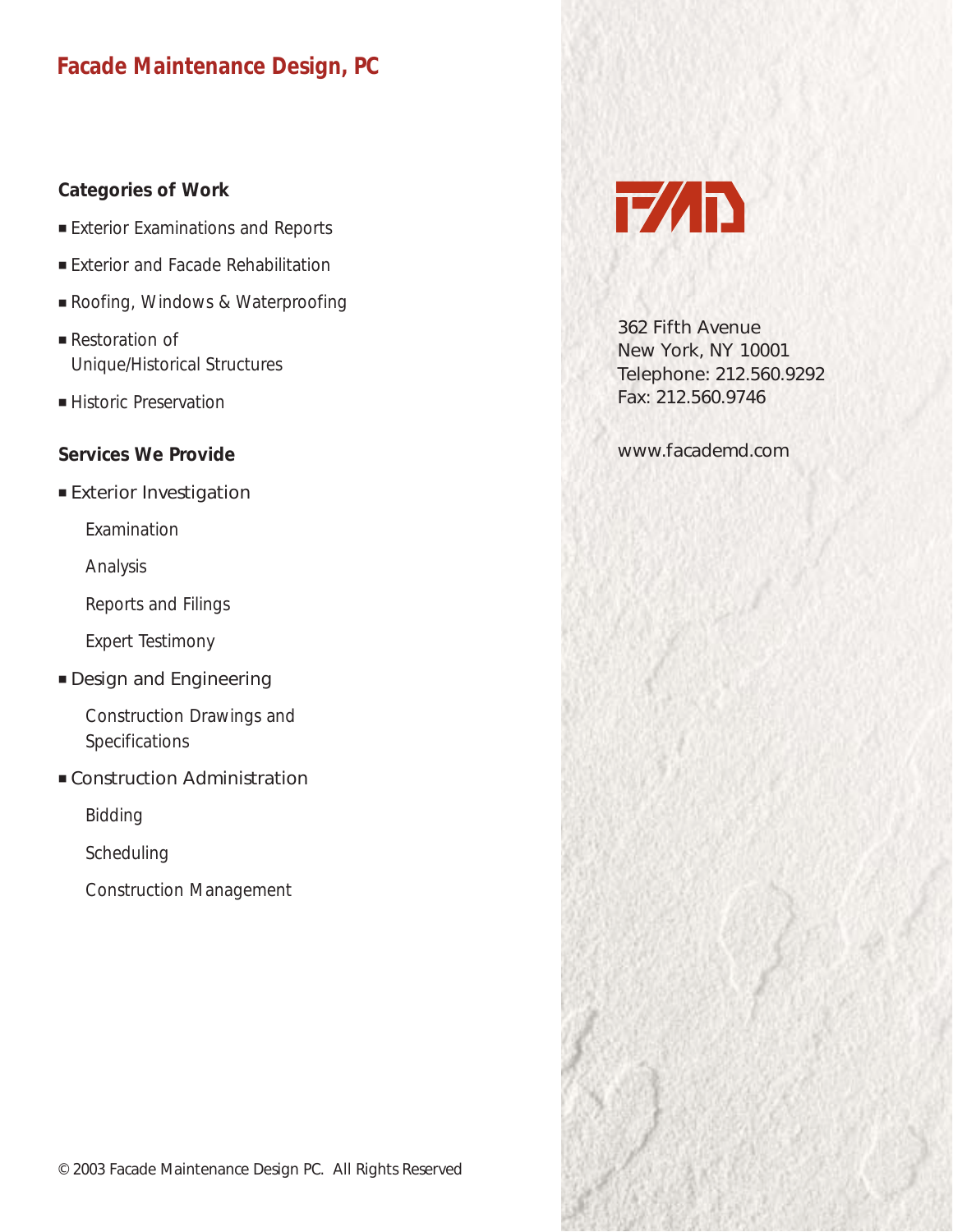# Facade Maintenance Design, PC

## Categories of Work

- Exterior Examinations and Reports
- Exterior and Facade Rehabilitation
- Roofing, Windows & Waterproofing
- Restoration of Unique/Historical Structures
- Historic Preservation

## Services We Provide

- Exterior Investigation
  - Examination
  - Analysis
  - Reports and Filings
  - Expert Testimony
- Design and Engineering
  - Construction Drawings and Specifications
- Construction Administration
  - Bidding
  - Scheduling
  - Construction Management

FMD

362 Fifth Avenue
New York, NY 10001
Telephone: 212.560.9292
Fax: 212.560.9746

www.facademd.com

© 2003 Facade Maintenance Design PC. All Rights Reserved